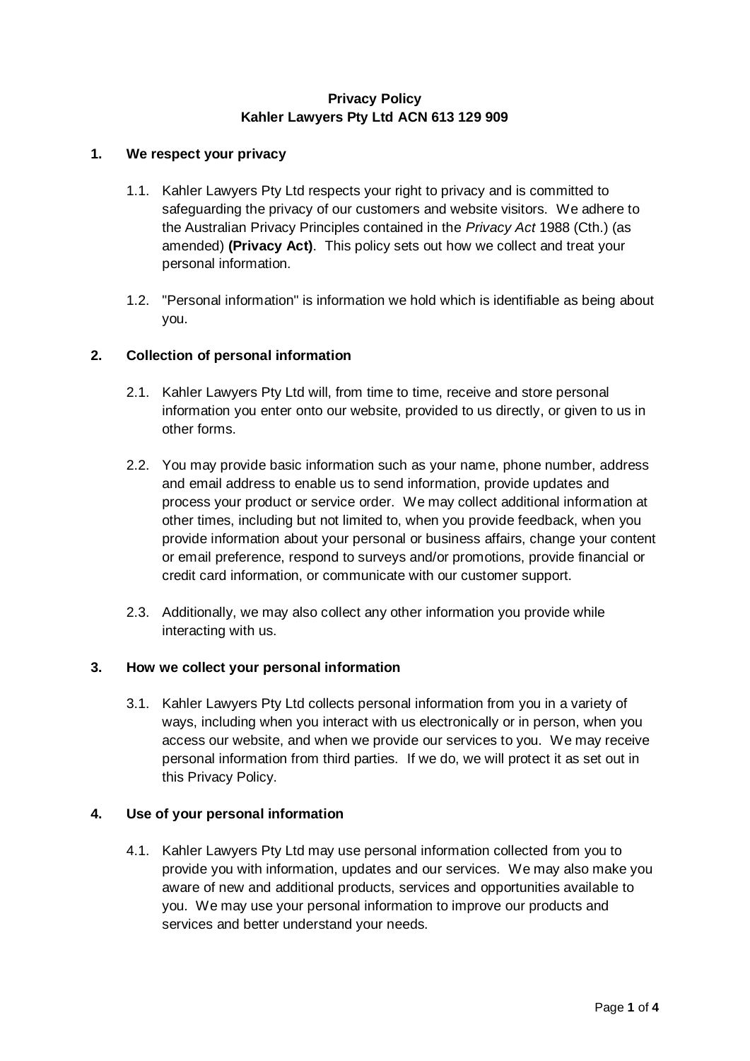**Privacy Policy**
**Kahler Lawyers Pty Ltd ACN 613 129 909**

## 1. We respect your privacy

1.1. Kahler Lawyers Pty Ltd respects your right to privacy and is committed to safeguarding the privacy of our customers and website visitors. We adhere to the Australian Privacy Principles contained in the *Privacy Act* 1988 (Cth.) (as amended) **(Privacy Act)**. This policy sets out how we collect and treat your personal information.

1.2. "Personal information" is information we hold which is identifiable as being about you.

## 2. Collection of personal information

2.1. Kahler Lawyers Pty Ltd will, from time to time, receive and store personal information you enter onto our website, provided to us directly, or given to us in other forms.

2.2. You may provide basic information such as your name, phone number, address and email address to enable us to send information, provide updates and process your product or service order. We may collect additional information at other times, including but not limited to, when you provide feedback, when you provide information about your personal or business affairs, change your content or email preference, respond to surveys and/or promotions, provide financial or credit card information, or communicate with our customer support.

2.3. Additionally, we may also collect any other information you provide while interacting with us.

## 3. How we collect your personal information

3.1. Kahler Lawyers Pty Ltd collects personal information from you in a variety of ways, including when you interact with us electronically or in person, when you access our website, and when we provide our services to you. We may receive personal information from third parties. If we do, we will protect it as set out in this Privacy Policy.

## 4. Use of your personal information

4.1. Kahler Lawyers Pty Ltd may use personal information collected from you to provide you with information, updates and our services. We may also make you aware of new and additional products, services and opportunities available to you. We may use your personal information to improve our products and services and better understand your needs.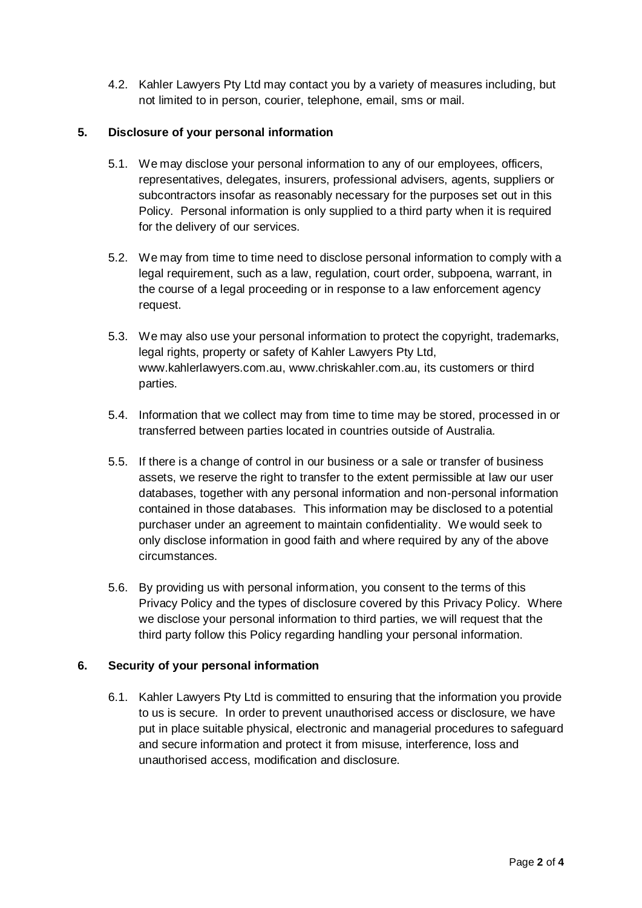4.2. Kahler Lawyers Pty Ltd may contact you by a variety of measures including, but not limited to in person, courier, telephone, email, sms or mail.

## 5. Disclosure of your personal information

5.1. We may disclose your personal information to any of our employees, officers, representatives, delegates, insurers, professional advisers, agents, suppliers or subcontractors insofar as reasonably necessary for the purposes set out in this Policy. Personal information is only supplied to a third party when it is required for the delivery of our services.

5.2. We may from time to time need to disclose personal information to comply with a legal requirement, such as a law, regulation, court order, subpoena, warrant, in the course of a legal proceeding or in response to a law enforcement agency request.

5.3. We may also use your personal information to protect the copyright, trademarks, legal rights, property or safety of Kahler Lawyers Pty Ltd, www.kahlerlawyers.com.au, www.chriskahler.com.au, its customers or third parties.

5.4. Information that we collect may from time to time may be stored, processed in or transferred between parties located in countries outside of Australia.

5.5. If there is a change of control in our business or a sale or transfer of business assets, we reserve the right to transfer to the extent permissible at law our user databases, together with any personal information and non-personal information contained in those databases. This information may be disclosed to a potential purchaser under an agreement to maintain confidentiality. We would seek to only disclose information in good faith and where required by any of the above circumstances.

5.6. By providing us with personal information, you consent to the terms of this Privacy Policy and the types of disclosure covered by this Privacy Policy. Where we disclose your personal information to third parties, we will request that the third party follow this Policy regarding handling your personal information.

## 6. Security of your personal information

6.1. Kahler Lawyers Pty Ltd is committed to ensuring that the information you provide to us is secure. In order to prevent unauthorised access or disclosure, we have put in place suitable physical, electronic and managerial procedures to safeguard and secure information and protect it from misuse, interference, loss and unauthorised access, modification and disclosure.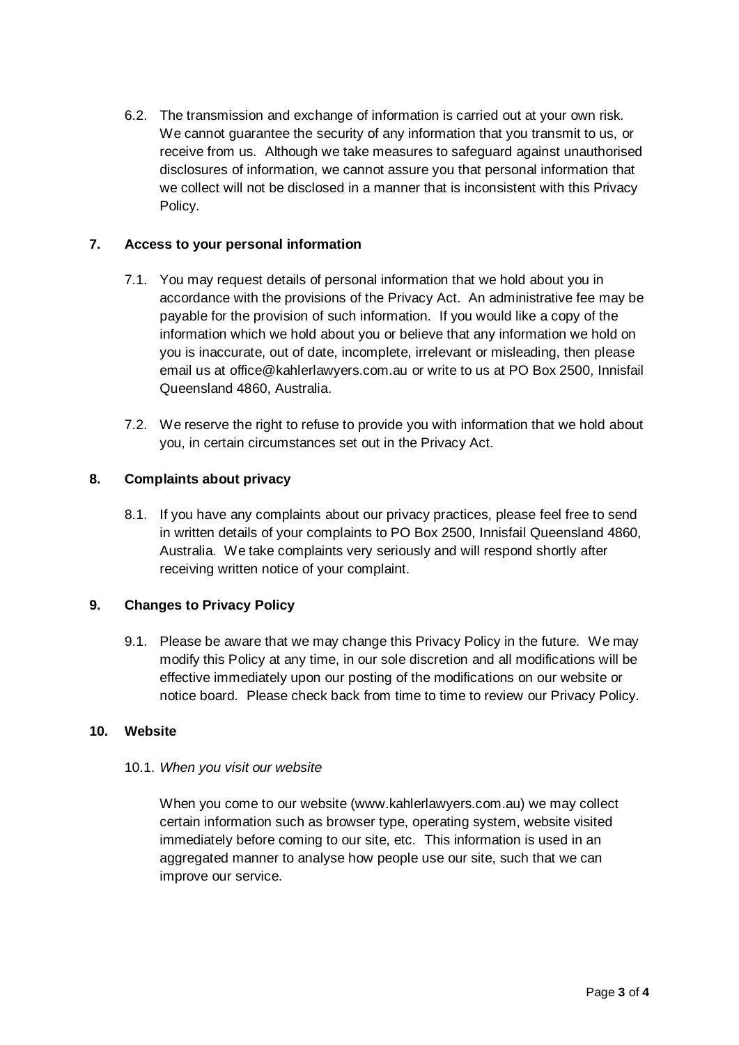6.2. The transmission and exchange of information is carried out at your own risk. We cannot guarantee the security of any information that you transmit to us, or receive from us. Although we take measures to safeguard against unauthorised disclosures of information, we cannot assure you that personal information that we collect will not be disclosed in a manner that is inconsistent with this Privacy Policy.

## 7. Access to your personal information

7.1. You may request details of personal information that we hold about you in accordance with the provisions of the Privacy Act. An administrative fee may be payable for the provision of such information. If you would like a copy of the information which we hold about you or believe that any information we hold on you is inaccurate, out of date, incomplete, irrelevant or misleading, then please email us at office@kahlerlawyers.com.au or write to us at PO Box 2500, Innisfail Queensland 4860, Australia.

7.2. We reserve the right to refuse to provide you with information that we hold about you, in certain circumstances set out in the Privacy Act.

## 8. Complaints about privacy

8.1. If you have any complaints about our privacy practices, please feel free to send in written details of your complaints to PO Box 2500, Innisfail Queensland 4860, Australia. We take complaints very seriously and will respond shortly after receiving written notice of your complaint.

## 9. Changes to Privacy Policy

9.1. Please be aware that we may change this Privacy Policy in the future. We may modify this Policy at any time, in our sole discretion and all modifications will be effective immediately upon our posting of the modifications on our website or notice board. Please check back from time to time to review our Privacy Policy.

## 10. Website

10.1. *When you visit our website*

When you come to our website (www.kahlerlawyers.com.au) we may collect certain information such as browser type, operating system, website visited immediately before coming to our site, etc. This information is used in an aggregated manner to analyse how people use our site, such that we can improve our service.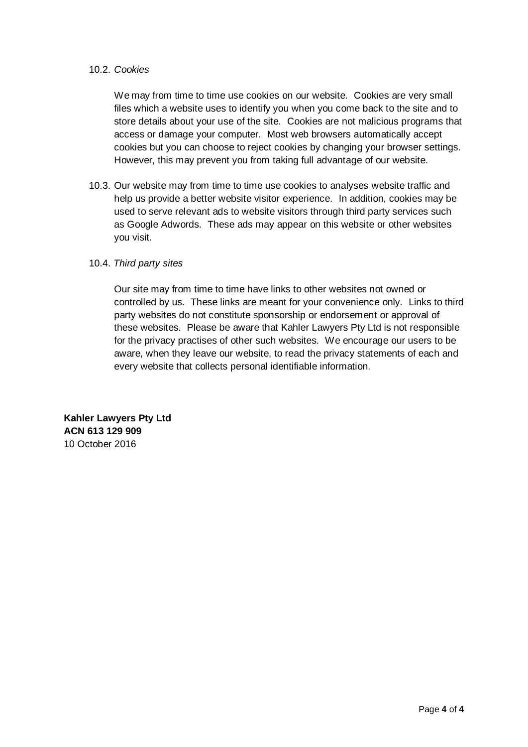10.2. *Cookies*

We may from time to time use cookies on our website. Cookies are very small files which a website uses to identify you when you come back to the site and to store details about your use of the site. Cookies are not malicious programs that access or damage your computer. Most web browsers automatically accept cookies but you can choose to reject cookies by changing your browser settings. However, this may prevent you from taking full advantage of our website.

10.3. Our website may from time to time use cookies to analyses website traffic and help us provide a better website visitor experience. In addition, cookies may be used to serve relevant ads to website visitors through third party services such as Google Adwords. These ads may appear on this website or other websites you visit.

10.4. *Third party sites*

Our site may from time to time have links to other websites not owned or controlled by us. These links are meant for your convenience only. Links to third party websites do not constitute sponsorship or endorsement or approval of these websites. Please be aware that Kahler Lawyers Pty Ltd is not responsible for the privacy practises of other such websites. We encourage our users to be aware, when they leave our website, to read the privacy statements of each and every website that collects personal identifiable information.

**Kahler Lawyers Pty Ltd**
**ACN 613 129 909**
10 October 2016